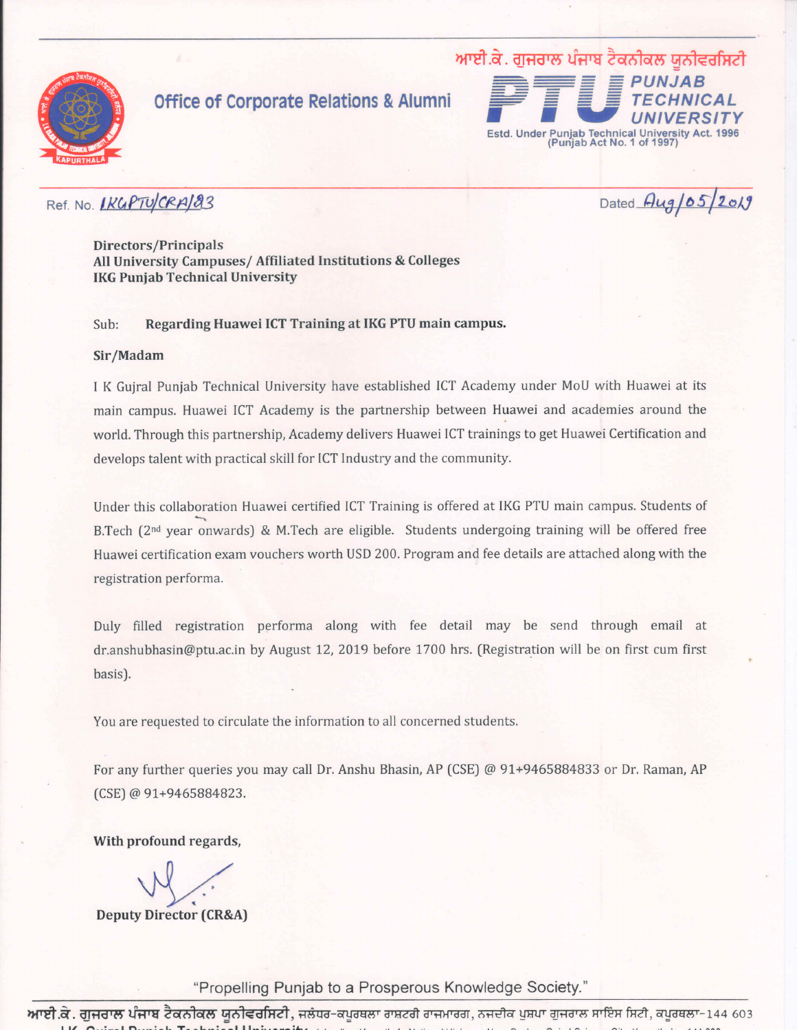ਆਈ.ਕੇ. ਗੁਜਰਾਲ ਪੰਜਾਬ ਟੈਕਨੀਕਲ ਯੂਨੀਵਰਸਿਟੀ

**Office of Corporate Relations & Alumni**

**PTU PUNJAB TECHNICAL UNIVERSITY**
Estd. Under Punjab Technical University Act. 1996 (Punjab Act No. 1 of 1997)

Ref. No. IKGPTU/CRA/83 Dated Aug/05/2019

**Directors/Principals**
**All University Campuses/ Affiliated Institutions & Colleges**
**IKG Punjab Technical University**

Sub: **Regarding Huawei ICT Training at IKG PTU main campus.**

**Sir/Madam**

I K Gujral Punjab Technical University have established ICT Academy under MoU with Huawei at its main campus. Huawei ICT Academy is the partnership between Huawei and academies around the world. Through this partnership, Academy delivers Huawei ICT trainings to get Huawei Certification and develops talent with practical skill for ICT Industry and the community.

Under this collaboration Huawei certified ICT Training is offered at IKG PTU main campus. Students of B.Tech (2nd year onwards) & M.Tech are eligible. Students undergoing training will be offered free Huawei certification exam vouchers worth USD 200. Program and fee details are attached along with the registration performa.

Duly filled registration performa along with fee detail may be send through email at dr.anshubhasin@ptu.ac.in by August 12, 2019 before 1700 hrs. (Registration will be on first cum first basis).

You are requested to circulate the information to all concerned students.

For any further queries you may call Dr. Anshu Bhasin, AP (CSE) @ 91+9465884833 or Dr. Raman, AP (CSE) @ 91+9465884823.

**With profound regards,**

**Deputy Director (CR&A)**

"Propelling Punjab to a Prosperous Knowledge Society."

ਆਈ.ਕੇ. ਗੁਜਰਾਲ ਪੰਜਾਬ ਟੈਕਨੀਕਲ ਯੂਨੀਵਰਸਿਟੀ, ਜਲੰਧਰ-ਕਪੂਰਥਲਾ ਰਾਸ਼ਟਰੀ ਰਾਜਮਾਰਗ, ਨਜ਼ਦੀਕ ਪੁਸ਼ਪਾ ਗੁਜਰਾਲ ਸਾਇੰਸ ਸਿਟੀ, ਕਪੂਰਥਲਾ-144 603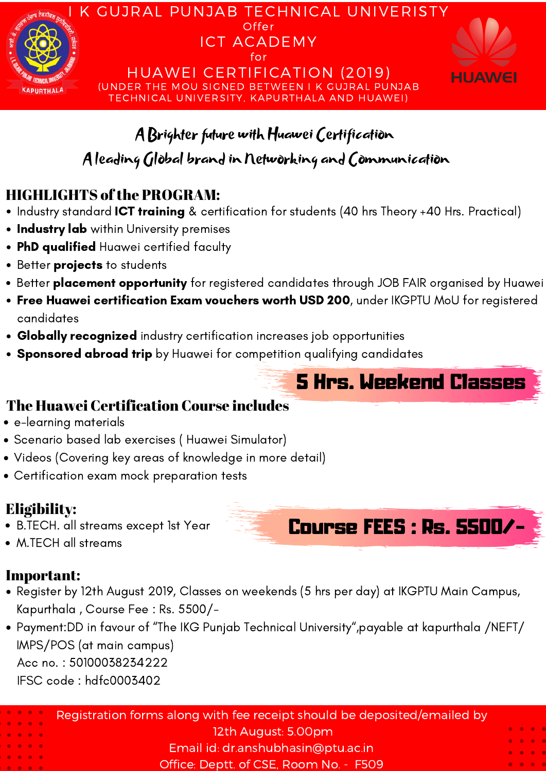# I K GUJRAL PUNJAB TECHNICAL UNIVERISTY

Offer

## ICT ACADEMY

for

## HUAWEI CERTIFICATION (2019)

(UNDER THE MOU SIGNED BETWEEN I K GUJRAL PUNJAB TECHNICAL UNIVERSITY, KAPURTHALA AND HUAWEI)

*A Brighter future with Huawei Certification*

*A leading Global brand in Networking and Communication*

### HIGHLIGHTS of the PROGRAM:

- Industry standard **ICT training** & certification for students (40 hrs Theory +40 Hrs. Practical)
- **Industry lab** within University premises
- **PhD qualified** Huawei certified faculty
- Better **projects** to students
- Better **placement opportunity** for registered candidates through JOB FAIR organised by Huawei
- **Free Huawei certification Exam vouchers worth USD 200**, under IKGPTU MoU for registered candidates
- **Globally recognized** industry certification increases job opportunities
- **Sponsored abroad trip** by Huawei for competition qualifying candidates

**5 Hrs. Weekend Classes**

### The Huawei Certification Course includes

- e-learning materials
- Scenario based lab exercises ( Huawei Simulator)
- Videos (Covering key areas of knowledge in more detail)
- Certification exam mock preparation tests

### Eligibility:

- B.TECH. all streams except 1st Year
- M.TECH all streams

**Course FEES : Rs. 5500/-**

### Important:

- Register by 12th August 2019, Classes on weekends (5 hrs per day) at IKGPTU Main Campus, Kapurthala , Course Fee : Rs. 5500/-
- Payment:DD in favour of "The IKG Punjab Technical University",payable at kapurthala /NEFT/ IMPS/POS (at main campus)
  Acc no. : 50100038234222
  IFSC code : hdfc0003402

Registration forms along with fee receipt should be deposited/emailed by 12th August: 5.00pm

Email id: dr.anshubhasin@ptu.ac.in

Office: Deptt. of CSE, Room No. - F509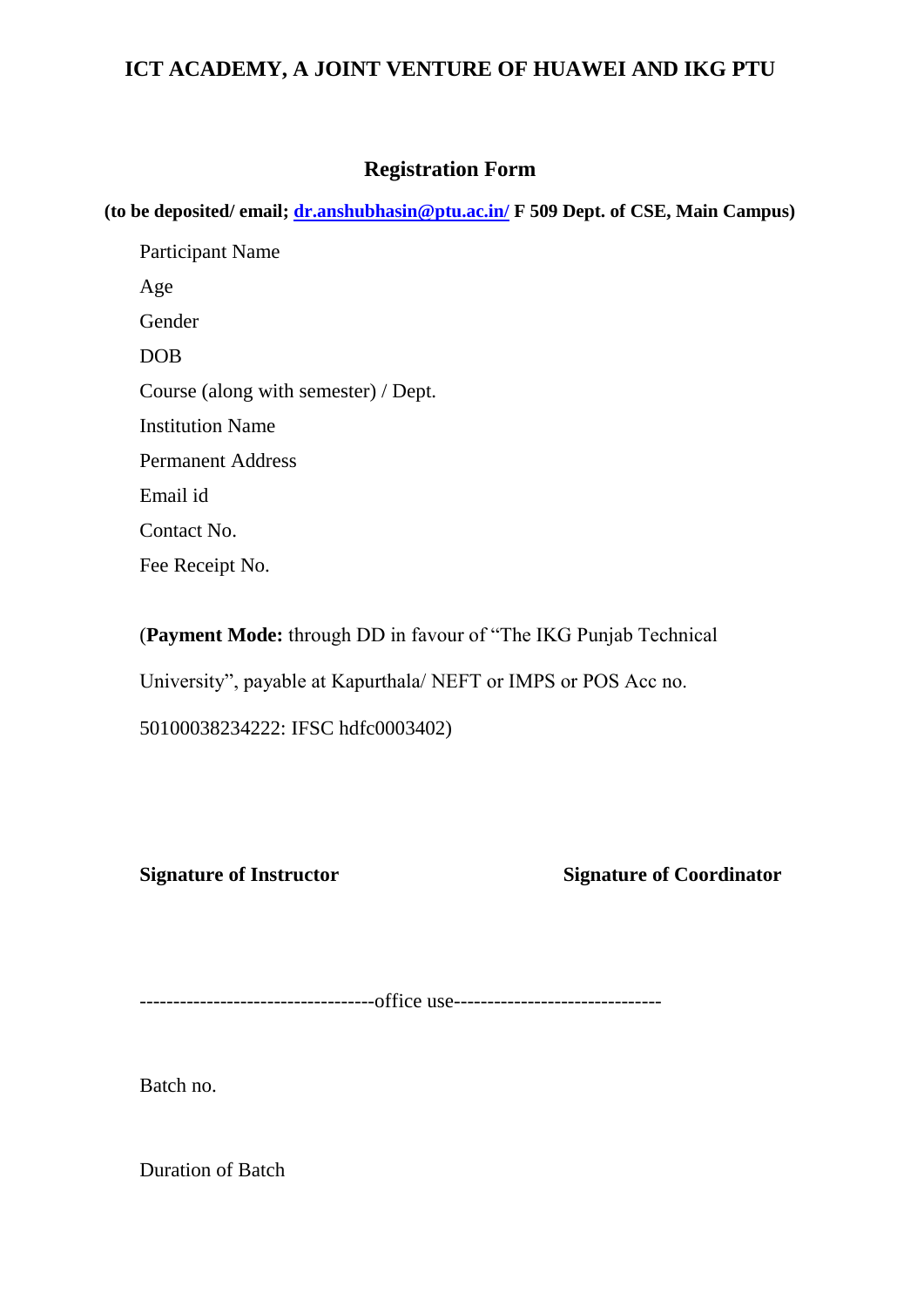# ICT ACADEMY, A JOINT VENTURE OF HUAWEI AND IKG PTU

## Registration Form

**(to be deposited/ email; [dr.anshubhasin@ptu.ac.in/](mailto:dr.anshubhasin@ptu.ac.in) F 509 Dept. of CSE, Main Campus)**

Participant Name

Age

Gender

DOB

Course (along with semester) / Dept.

Institution Name

Permanent Address

Email id

Contact No.

Fee Receipt No.

(**Payment Mode:** through DD in favour of "The IKG Punjab Technical University", payable at Kapurthala/ NEFT or IMPS or POS Acc no. 50100038234222: IFSC hdfc0003402)

**Signature of Instructor** **Signature of Coordinator**

----------------------------------office use------------------------------

Batch no.

Duration of Batch